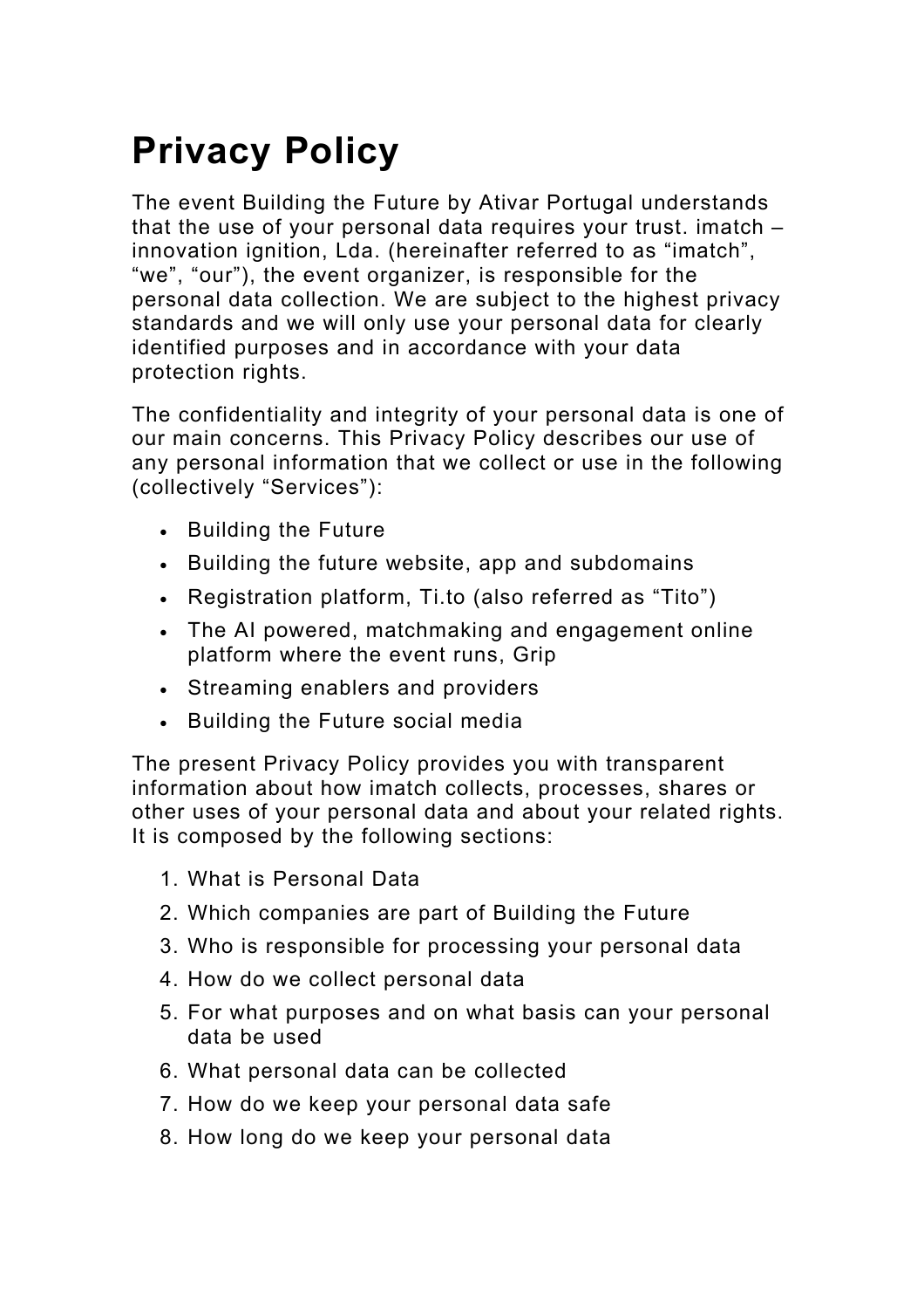# Privacy Policy

The event Building the Future by Ativar Portugal understands that the use of your personal data requires your trust. imatch – innovation ignition, Lda. (hereinafter referred to as "imatch", "we", "our"), the event organizer, is responsible for the personal data collection. We are subject to the highest privacy standards and we will only use your personal data for clearly identified purposes and in accordance with your data protection rights.

The confidentiality and integrity of your personal data is one of our main concerns. This Privacy Policy describes our use of any personal information that we collect or use in the following (collectively "Services"):

- Building the Future
- Building the future website, app and subdomains
- Registration platform, Ti.to (also referred as "Tito")
- The AI powered, matchmaking and engagement online platform where the event runs, Grip
- Streaming enablers and providers
- Building the Future social media

The present Privacy Policy provides you with transparent information about how imatch collects, processes, shares or other uses of your personal data and about your related rights. It is composed by the following sections:

1. What is Personal Data
2. Which companies are part of Building the Future
3. Who is responsible for processing your personal data
4. How do we collect personal data
5. For what purposes and on what basis can your personal data be used
6. What personal data can be collected
7. How do we keep your personal data safe
8. How long do we keep your personal data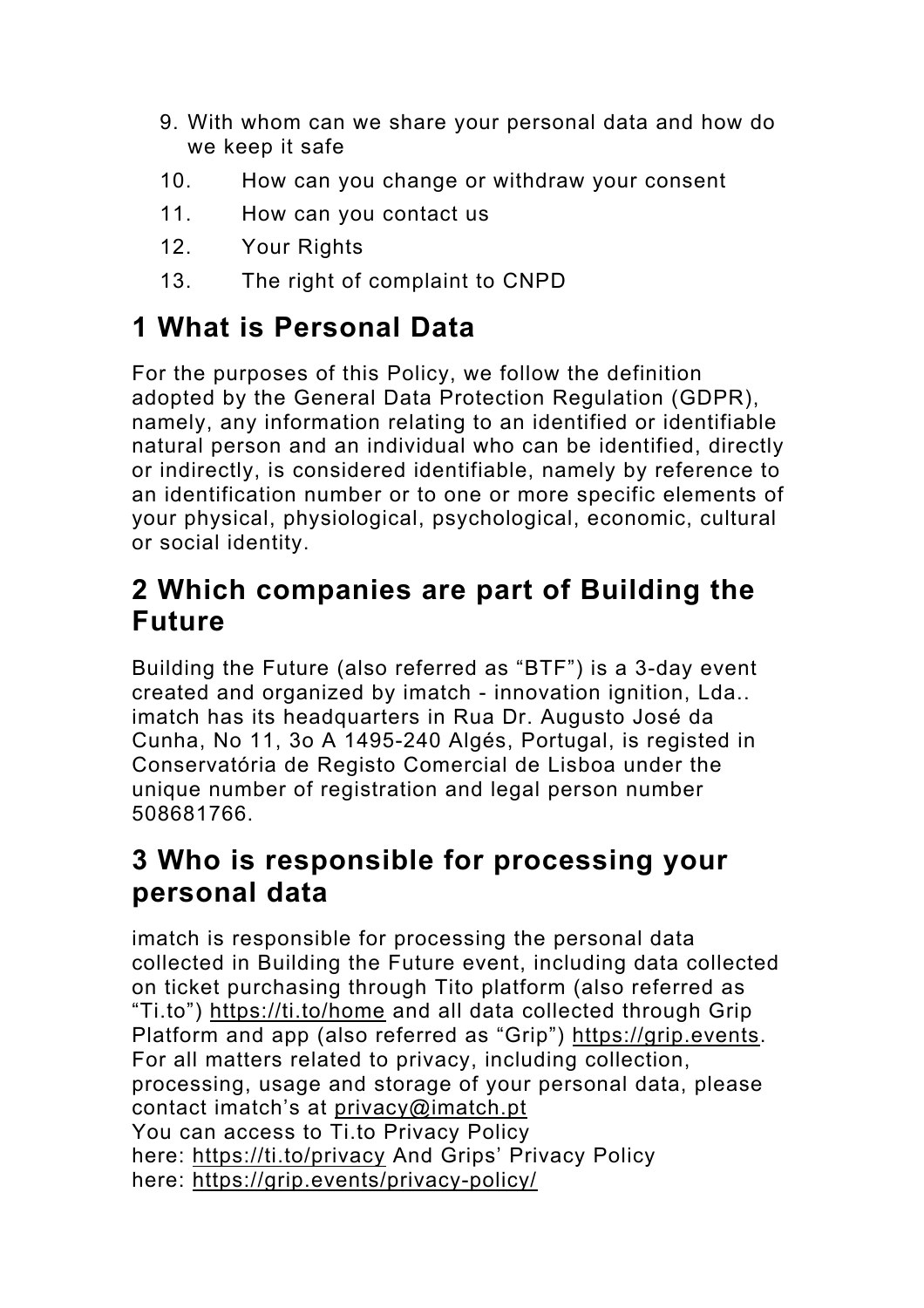9. With whom can we share your personal data and how do we keep it safe
10. How can you change or withdraw your consent
11. How can you contact us
12. Your Rights
13. The right of complaint to CNPD

## 1 What is Personal Data

For the purposes of this Policy, we follow the definition adopted by the General Data Protection Regulation (GDPR), namely, any information relating to an identified or identifiable natural person and an individual who can be identified, directly or indirectly, is considered identifiable, namely by reference to an identification number or to one or more specific elements of your physical, physiological, psychological, economic, cultural or social identity.

## 2 Which companies are part of Building the Future

Building the Future (also referred as "BTF") is a 3-day event created and organized by imatch - innovation ignition, Lda.. imatch has its headquarters in Rua Dr. Augusto José da Cunha, No 11, 3o A 1495-240 Algés, Portugal, is registed in Conservatória de Registo Comercial de Lisboa under the unique number of registration and legal person number 508681766.

## 3 Who is responsible for processing your personal data

imatch is responsible for processing the personal data collected in Building the Future event, including data collected on ticket purchasing through Tito platform (also referred as "Ti.to") https://ti.to/home and all data collected through Grip Platform and app (also referred as "Grip") https://grip.events. For all matters related to privacy, including collection, processing, usage and storage of your personal data, please contact imatch's at privacy@imatch.pt
You can access to Ti.to Privacy Policy here: https://ti.to/privacy And Grips' Privacy Policy here: https://grip.events/privacy-policy/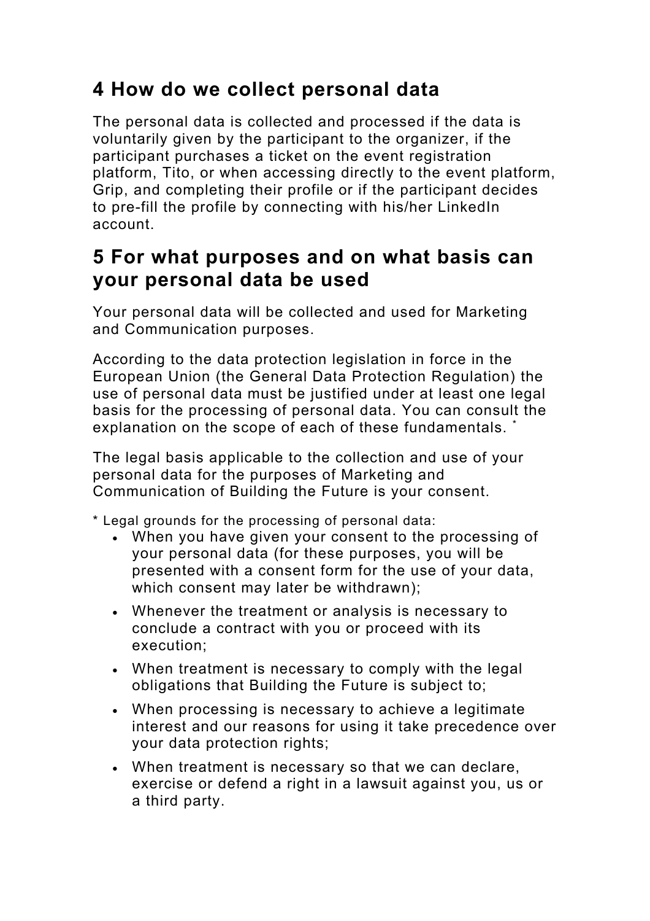## 4 How do we collect personal data

The personal data is collected and processed if the data is voluntarily given by the participant to the organizer, if the participant purchases a ticket on the event registration platform, Tito, or when accessing directly to the event platform, Grip, and completing their profile or if the participant decides to pre-fill the profile by connecting with his/her LinkedIn account.

## 5 For what purposes and on what basis can your personal data be used

Your personal data will be collected and used for Marketing and Communication purposes.

According to the data protection legislation in force in the European Union (the General Data Protection Regulation) the use of personal data must be justified under at least one legal basis for the processing of personal data. You can consult the explanation on the scope of each of these fundamentals. *

The legal basis applicable to the collection and use of your personal data for the purposes of Marketing and Communication of Building the Future is your consent.

* Legal grounds for the processing of personal data:

- When you have given your consent to the processing of your personal data (for these purposes, you will be presented with a consent form for the use of your data, which consent may later be withdrawn);
- Whenever the treatment or analysis is necessary to conclude a contract with you or proceed with its execution;
- When treatment is necessary to comply with the legal obligations that Building the Future is subject to;
- When processing is necessary to achieve a legitimate interest and our reasons for using it take precedence over your data protection rights;
- When treatment is necessary so that we can declare, exercise or defend a right in a lawsuit against you, us or a third party.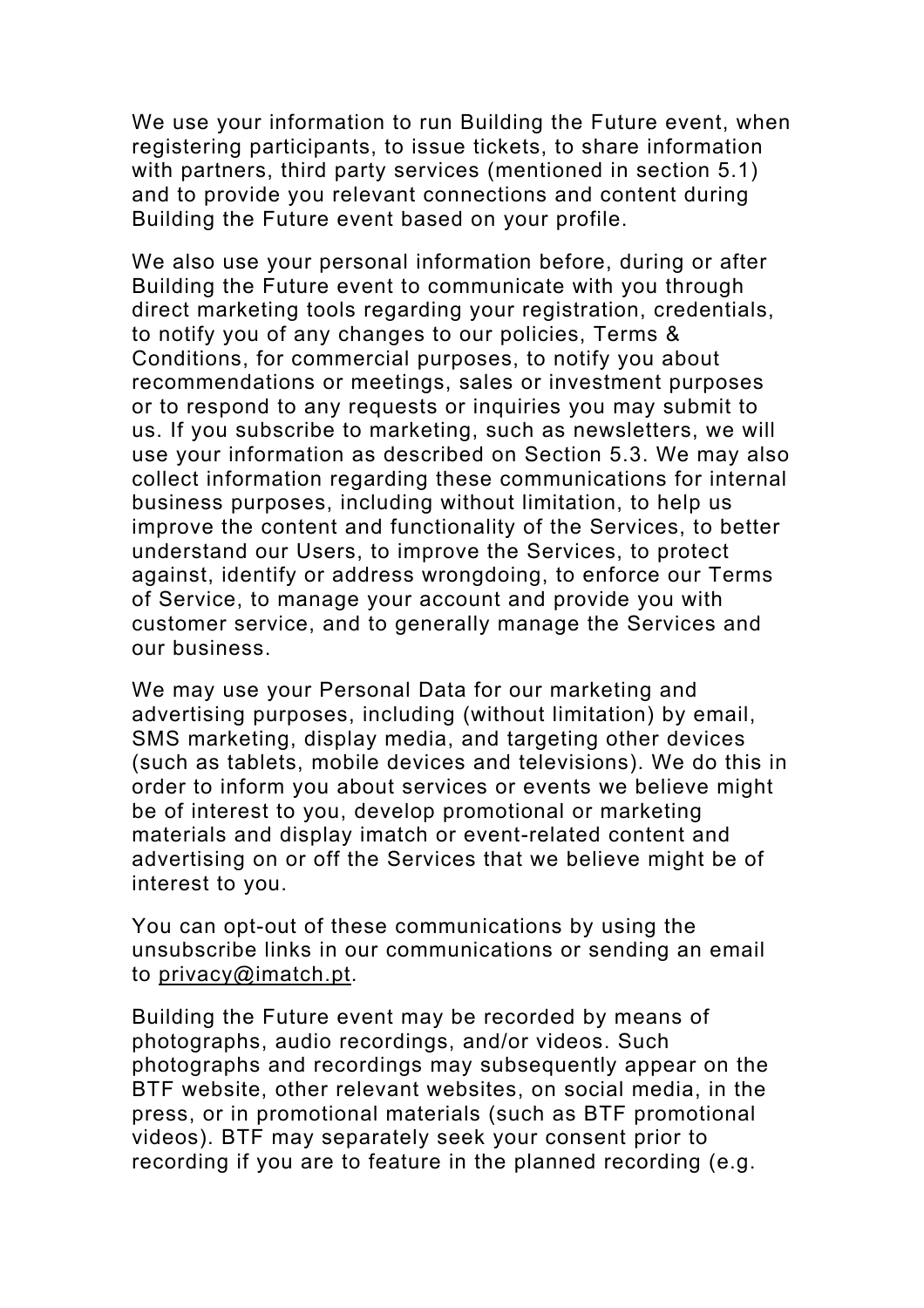We use your information to run Building the Future event, when registering participants, to issue tickets, to share information with partners, third party services (mentioned in section 5.1) and to provide you relevant connections and content during Building the Future event based on your profile.

We also use your personal information before, during or after Building the Future event to communicate with you through direct marketing tools regarding your registration, credentials, to notify you of any changes to our policies, Terms & Conditions, for commercial purposes, to notify you about recommendations or meetings, sales or investment purposes or to respond to any requests or inquiries you may submit to us. If you subscribe to marketing, such as newsletters, we will use your information as described on Section 5.3. We may also collect information regarding these communications for internal business purposes, including without limitation, to help us improve the content and functionality of the Services, to better understand our Users, to improve the Services, to protect against, identify or address wrongdoing, to enforce our Terms of Service, to manage your account and provide you with customer service, and to generally manage the Services and our business.

We may use your Personal Data for our marketing and advertising purposes, including (without limitation) by email, SMS marketing, display media, and targeting other devices (such as tablets, mobile devices and televisions). We do this in order to inform you about services or events we believe might be of interest to you, develop promotional or marketing materials and display imatch or event-related content and advertising on or off the Services that we believe might be of interest to you.

You can opt-out of these communications by using the unsubscribe links in our communications or sending an email to privacy@imatch.pt.

Building the Future event may be recorded by means of photographs, audio recordings, and/or videos. Such photographs and recordings may subsequently appear on the BTF website, other relevant websites, on social media, in the press, or in promotional materials (such as BTF promotional videos). BTF may separately seek your consent prior to recording if you are to feature in the planned recording (e.g.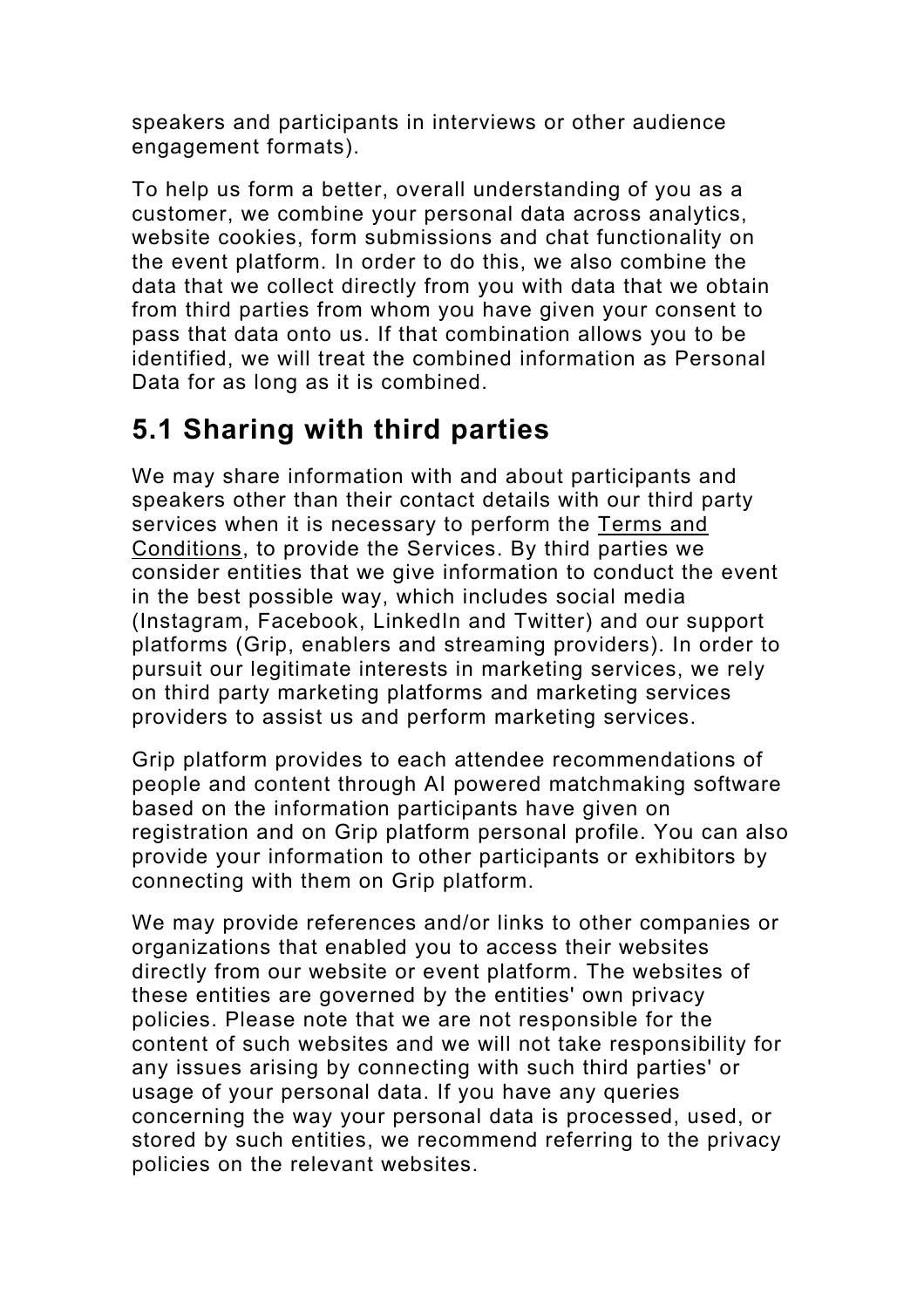speakers and participants in interviews or other audience engagement formats).

To help us form a better, overall understanding of you as a customer, we combine your personal data across analytics, website cookies, form submissions and chat functionality on the event platform. In order to do this, we also combine the data that we collect directly from you with data that we obtain from third parties from whom you have given your consent to pass that data onto us. If that combination allows you to be identified, we will treat the combined information as Personal Data for as long as it is combined.

## 5.1 Sharing with third parties

We may share information with and about participants and speakers other than their contact details with our third party services when it is necessary to perform the Terms and Conditions, to provide the Services. By third parties we consider entities that we give information to conduct the event in the best possible way, which includes social media (Instagram, Facebook, LinkedIn and Twitter) and our support platforms (Grip, enablers and streaming providers). In order to pursuit our legitimate interests in marketing services, we rely on third party marketing platforms and marketing services providers to assist us and perform marketing services.

Grip platform provides to each attendee recommendations of people and content through AI powered matchmaking software based on the information participants have given on registration and on Grip platform personal profile. You can also provide your information to other participants or exhibitors by connecting with them on Grip platform.

We may provide references and/or links to other companies or organizations that enabled you to access their websites directly from our website or event platform. The websites of these entities are governed by the entities' own privacy policies. Please note that we are not responsible for the content of such websites and we will not take responsibility for any issues arising by connecting with such third parties' or usage of your personal data. If you have any queries concerning the way your personal data is processed, used, or stored by such entities, we recommend referring to the privacy policies on the relevant websites.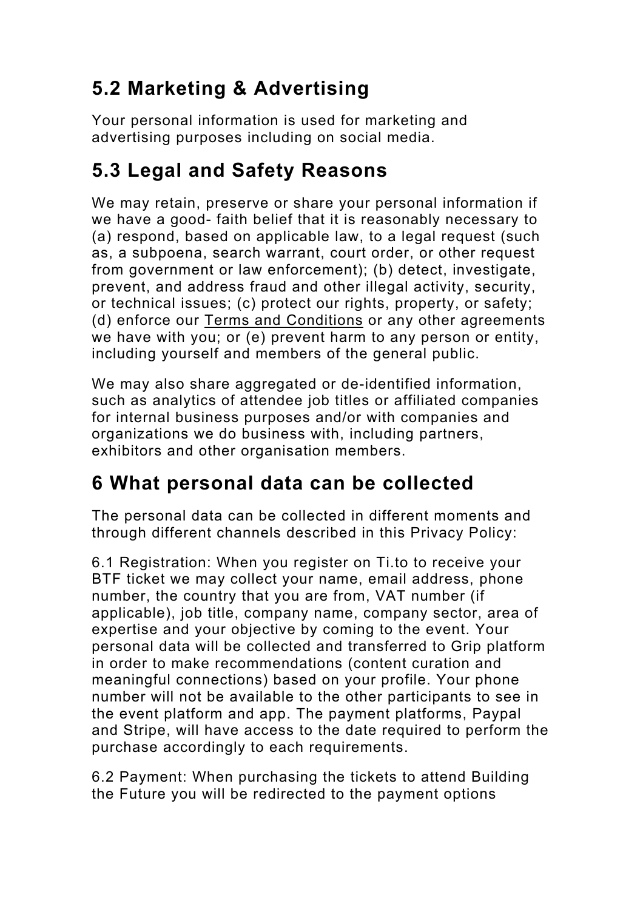## 5.2 Marketing & Advertising

Your personal information is used for marketing and advertising purposes including on social media.

## 5.3 Legal and Safety Reasons

We may retain, preserve or share your personal information if we have a good- faith belief that it is reasonably necessary to (a) respond, based on applicable law, to a legal request (such as, a subpoena, search warrant, court order, or other request from government or law enforcement); (b) detect, investigate, prevent, and address fraud and other illegal activity, security, or technical issues; (c) protect our rights, property, or safety; (d) enforce our Terms and Conditions or any other agreements we have with you; or (e) prevent harm to any person or entity, including yourself and members of the general public.

We may also share aggregated or de-identified information, such as analytics of attendee job titles or affiliated companies for internal business purposes and/or with companies and organizations we do business with, including partners, exhibitors and other organisation members.

## 6 What personal data can be collected

The personal data can be collected in different moments and through different channels described in this Privacy Policy:

6.1 Registration: When you register on Ti.to to receive your BTF ticket we may collect your name, email address, phone number, the country that you are from, VAT number (if applicable), job title, company name, company sector, area of expertise and your objective by coming to the event. Your personal data will be collected and transferred to Grip platform in order to make recommendations (content curation and meaningful connections) based on your profile. Your phone number will not be available to the other participants to see in the event platform and app. The payment platforms, Paypal and Stripe, will have access to the date required to perform the purchase accordingly to each requirements.

6.2 Payment: When purchasing the tickets to attend Building the Future you will be redirected to the payment options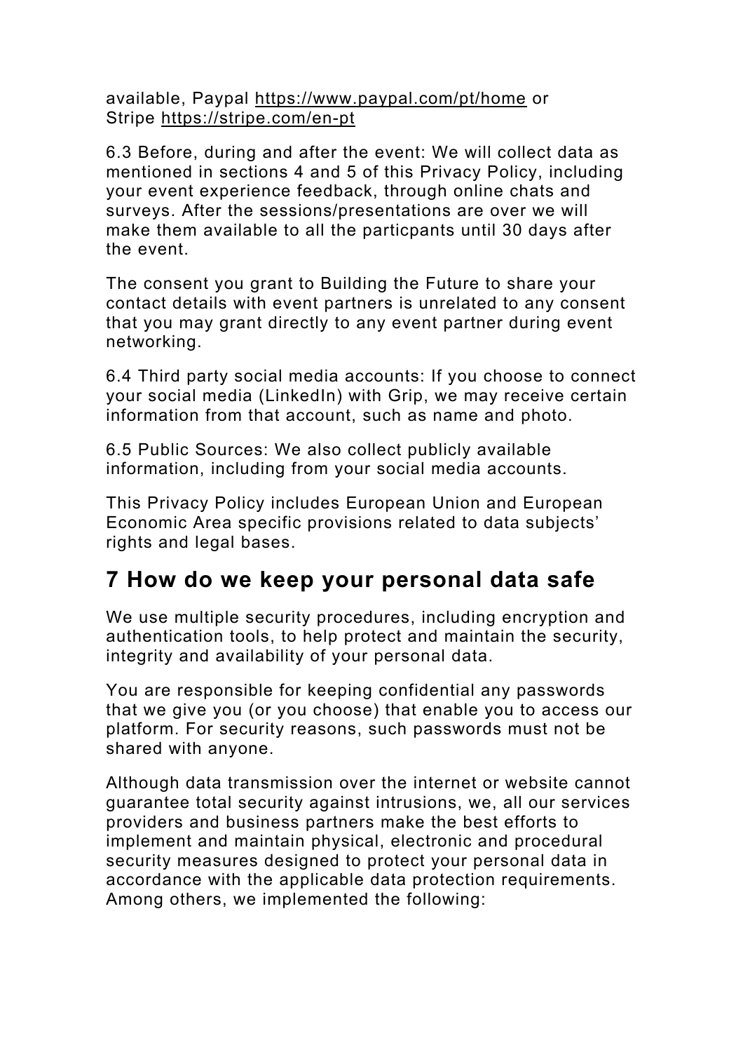available, Paypal https://www.paypal.com/pt/home or Stripe https://stripe.com/en-pt

6.3 Before, during and after the event: We will collect data as mentioned in sections 4 and 5 of this Privacy Policy, including your event experience feedback, through online chats and surveys. After the sessions/presentations are over we will make them available to all the particpants until 30 days after the event.

The consent you grant to Building the Future to share your contact details with event partners is unrelated to any consent that you may grant directly to any event partner during event networking.

6.4 Third party social media accounts: If you choose to connect your social media (LinkedIn) with Grip, we may receive certain information from that account, such as name and photo.

6.5 Public Sources: We also collect publicly available information, including from your social media accounts.

This Privacy Policy includes European Union and European Economic Area specific provisions related to data subjects' rights and legal bases.

## 7 How do we keep your personal data safe

We use multiple security procedures, including encryption and authentication tools, to help protect and maintain the security, integrity and availability of your personal data.

You are responsible for keeping confidential any passwords that we give you (or you choose) that enable you to access our platform. For security reasons, such passwords must not be shared with anyone.

Although data transmission over the internet or website cannot guarantee total security against intrusions, we, all our services providers and business partners make the best efforts to implement and maintain physical, electronic and procedural security measures designed to protect your personal data in accordance with the applicable data protection requirements. Among others, we implemented the following: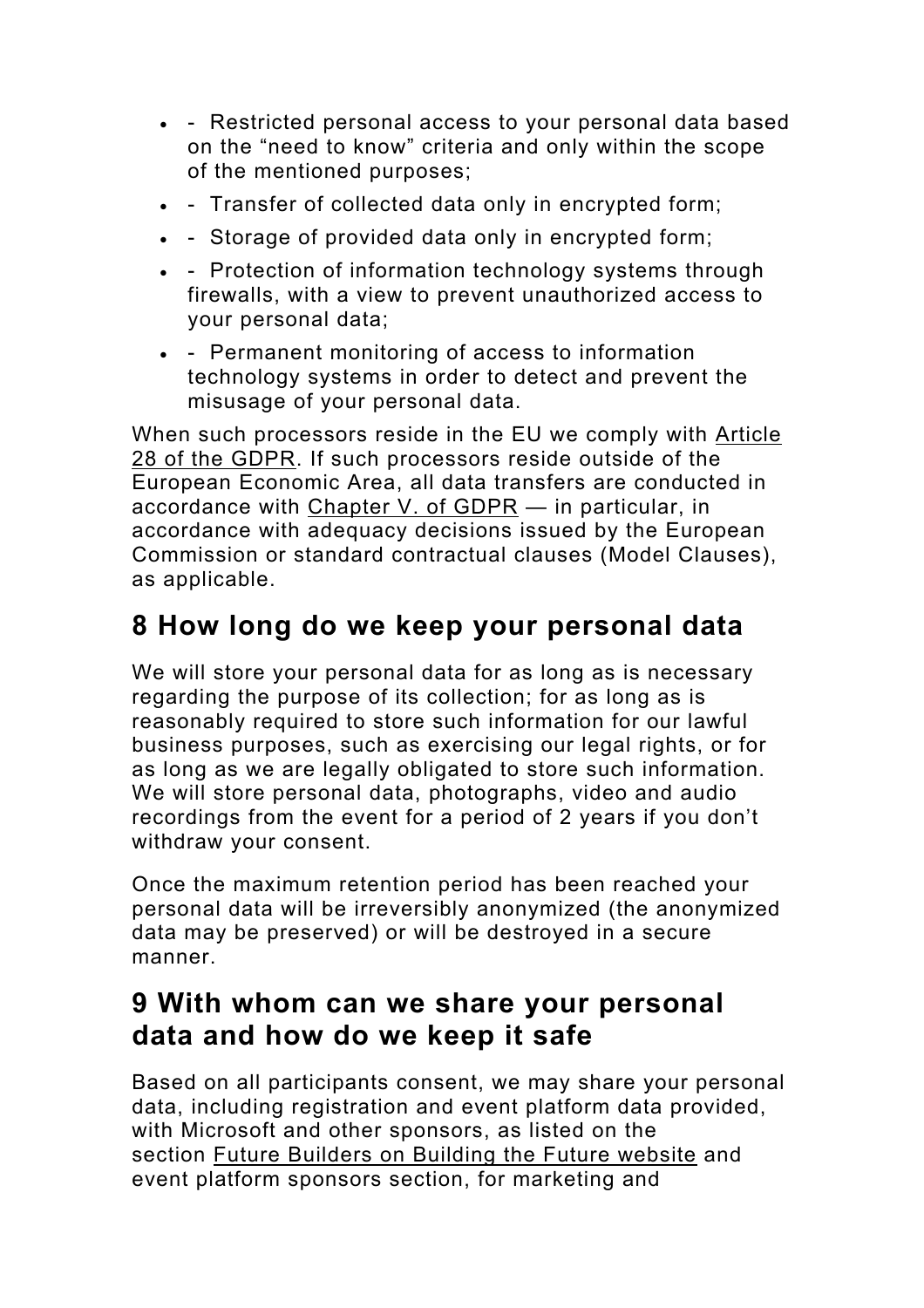- - Restricted personal access to your personal data based on the “need to know” criteria and only within the scope of the mentioned purposes;
- - Transfer of collected data only in encrypted form;
- - Storage of provided data only in encrypted form;
- - Protection of information technology systems through firewalls, with a view to prevent unauthorized access to your personal data;
- - Permanent monitoring of access to information technology systems in order to detect and prevent the misusage of your personal data.

When such processors reside in the EU we comply with Article 28 of the GDPR. If such processors reside outside of the European Economic Area, all data transfers are conducted in accordance with Chapter V. of GDPR — in particular, in accordance with adequacy decisions issued by the European Commission or standard contractual clauses (Model Clauses), as applicable.

## 8 How long do we keep your personal data

We will store your personal data for as long as is necessary regarding the purpose of its collection; for as long as is reasonably required to store such information for our lawful business purposes, such as exercising our legal rights, or for as long as we are legally obligated to store such information. We will store personal data, photographs, video and audio recordings from the event for a period of 2 years if you don’t withdraw your consent.

Once the maximum retention period has been reached your personal data will be irreversibly anonymized (the anonymized data may be preserved) or will be destroyed in a secure manner.

## 9 With whom can we share your personal data and how do we keep it safe

Based on all participants consent, we may share your personal data, including registration and event platform data provided, with Microsoft and other sponsors, as listed on the section Future Builders on Building the Future website and event platform sponsors section, for marketing and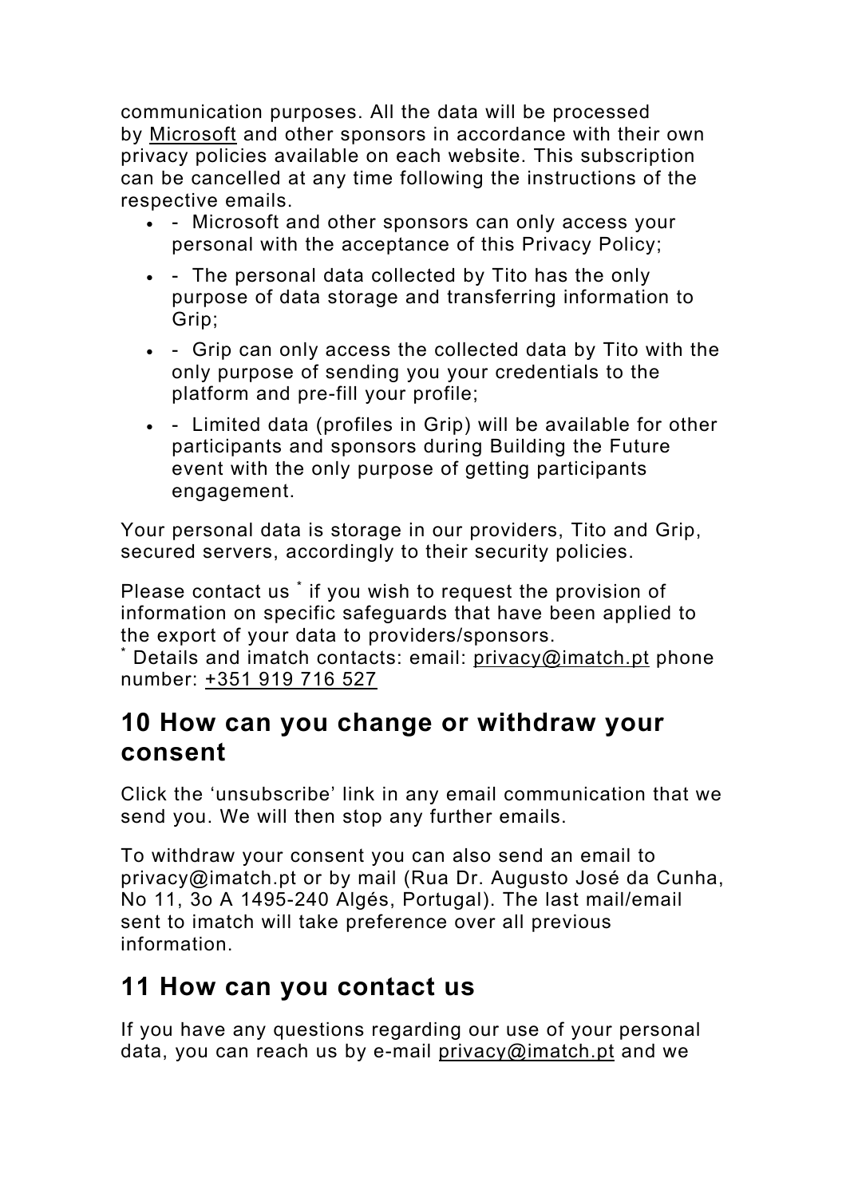communication purposes. All the data will be processed by Microsoft and other sponsors in accordance with their own privacy policies available on each website. This subscription can be cancelled at any time following the instructions of the respective emails.

- - Microsoft and other sponsors can only access your personal with the acceptance of this Privacy Policy;
- - The personal data collected by Tito has the only purpose of data storage and transferring information to Grip;
- - Grip can only access the collected data by Tito with the only purpose of sending you your credentials to the platform and pre-fill your profile;
- - Limited data (profiles in Grip) will be available for other participants and sponsors during Building the Future event with the only purpose of getting participants engagement.

Your personal data is storage in our providers, Tito and Grip, secured servers, accordingly to their security policies.

Please contact us * if you wish to request the provision of information on specific safeguards that have been applied to the export of your data to providers/sponsors.
* Details and imatch contacts: email: privacy@imatch.pt phone number: +351 919 716 527

## 10 How can you change or withdraw your consent

Click the ‘unsubscribe’ link in any email communication that we send you. We will then stop any further emails.

To withdraw your consent you can also send an email to privacy@imatch.pt or by mail (Rua Dr. Augusto José da Cunha, No 11, 3o A 1495-240 Algés, Portugal). The last mail/email sent to imatch will take preference over all previous information.

## 11 How can you contact us

If you have any questions regarding our use of your personal data, you can reach us by e-mail privacy@imatch.pt and we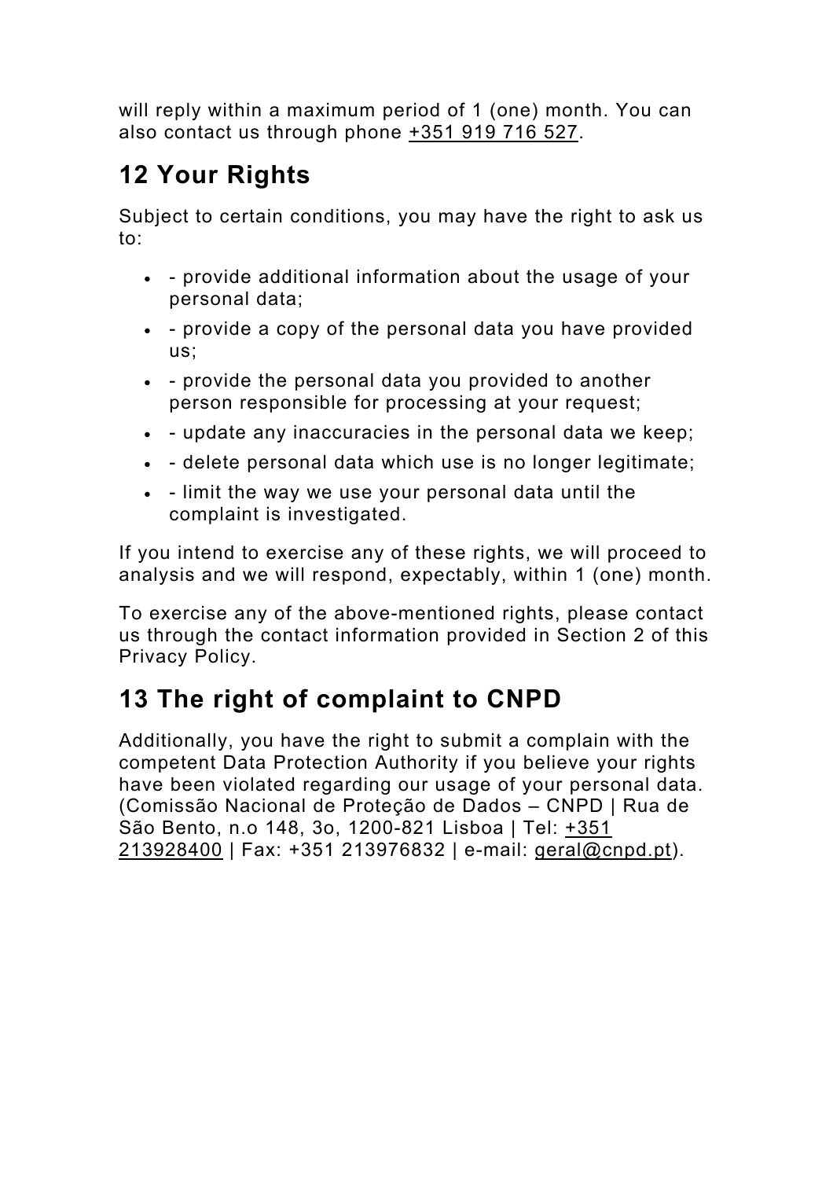will reply within a maximum period of 1 (one) month. You can also contact us through phone +351 919 716 527.

## 12 Your Rights

Subject to certain conditions, you may have the right to ask us to:

- - provide additional information about the usage of your personal data;
- - provide a copy of the personal data you have provided us;
- - provide the personal data you provided to another person responsible for processing at your request;
- - update any inaccuracies in the personal data we keep;
- - delete personal data which use is no longer legitimate;
- - limit the way we use your personal data until the complaint is investigated.

If you intend to exercise any of these rights, we will proceed to analysis and we will respond, expectably, within 1 (one) month.

To exercise any of the above-mentioned rights, please contact us through the contact information provided in Section 2 of this Privacy Policy.

## 13 The right of complaint to CNPD

Additionally, you have the right to submit a complain with the competent Data Protection Authority if you believe your rights have been violated regarding our usage of your personal data. (Comissão Nacional de Proteção de Dados – CNPD | Rua de São Bento, n.o 148, 3o, 1200-821 Lisboa | Tel: +351 213928400 | Fax: +351 213976832 | e-mail: geral@cnpd.pt).